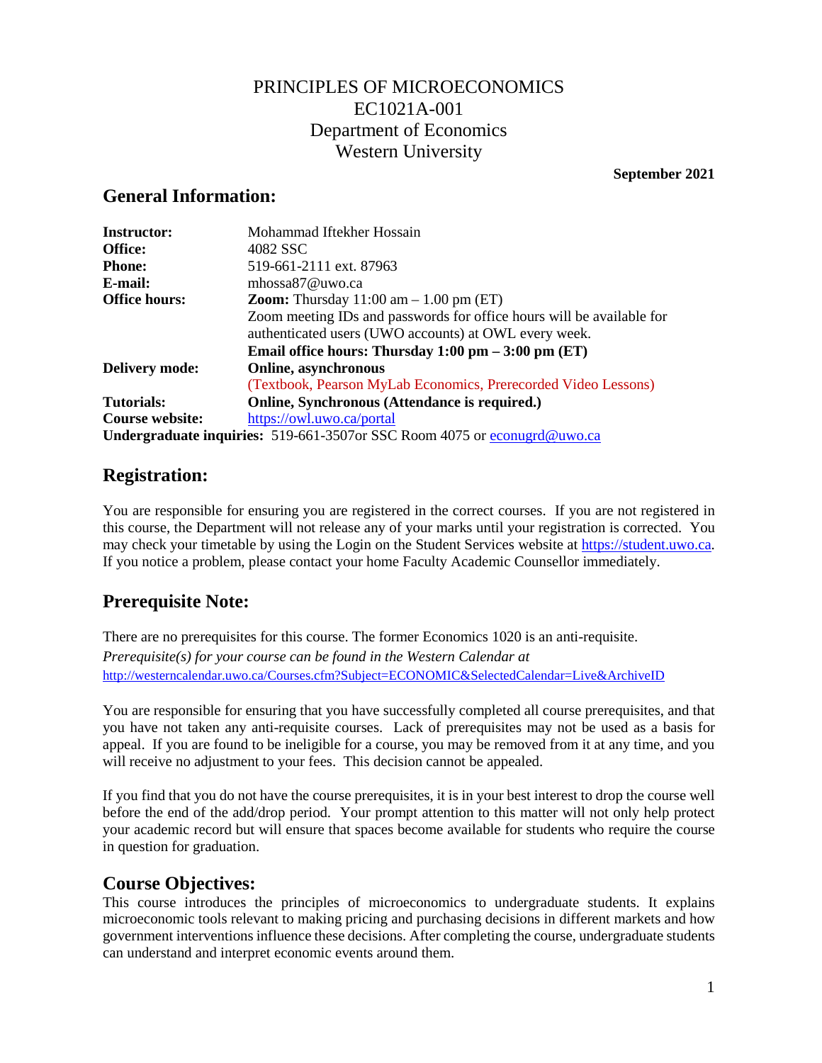# PRINCIPLES OF MICROECONOMICS
# EC1021A-001
# Department of Economics
# Western University

**September 2021**

## General Information:

| | |
|---|---|
| **Instructor:** | Mohammad Iftekher Hossain |
| **Office:** | 4082 SSC |
| **Phone:** | 519-661-2111 ext. 87963 |
| **E-mail:** | mhossa87@uwo.ca |
| **Office hours:** | **Zoom:** Thursday 11:00 am – 1.00 pm (ET)<br>Zoom meeting IDs and passwords for office hours will be available for authenticated users (UWO accounts) at OWL every week.<br>**Email office hours: Thursday 1:00 pm – 3:00 pm (ET)** |
| **Delivery mode:** | **Online, asynchronous**<br>(Textbook, Pearson MyLab Economics, Prerecorded Video Lessons) |
| **Tutorials:** | **Online, Synchronous (Attendance is required.)** |
| **Course website:** | https://owl.uwo.ca/portal |

**Undergraduate inquiries:** 519-661-3507or SSC Room 4075 or econugrd@uwo.ca

## Registration:

You are responsible for ensuring you are registered in the correct courses. If you are not registered in this course, the Department will not release any of your marks until your registration is corrected. You may check your timetable by using the Login on the Student Services website at https://student.uwo.ca. If you notice a problem, please contact your home Faculty Academic Counsellor immediately.

## Prerequisite Note:

There are no prerequisites for this course. The former Economics 1020 is an anti-requisite.
*Prerequisite(s) for your course can be found in the Western Calendar at*
http://westerncalendar.uwo.ca/Courses.cfm?Subject=ECONOMIC&SelectedCalendar=Live&ArchiveID

You are responsible for ensuring that you have successfully completed all course prerequisites, and that you have not taken any anti-requisite courses. Lack of prerequisites may not be used as a basis for appeal. If you are found to be ineligible for a course, you may be removed from it at any time, and you will receive no adjustment to your fees. This decision cannot be appealed.

If you find that you do not have the course prerequisites, it is in your best interest to drop the course well before the end of the add/drop period. Your prompt attention to this matter will not only help protect your academic record but will ensure that spaces become available for students who require the course in question for graduation.

## Course Objectives:

This course introduces the principles of microeconomics to undergraduate students. It explains microeconomic tools relevant to making pricing and purchasing decisions in different markets and how government interventions influence these decisions. After completing the course, undergraduate students can understand and interpret economic events around them.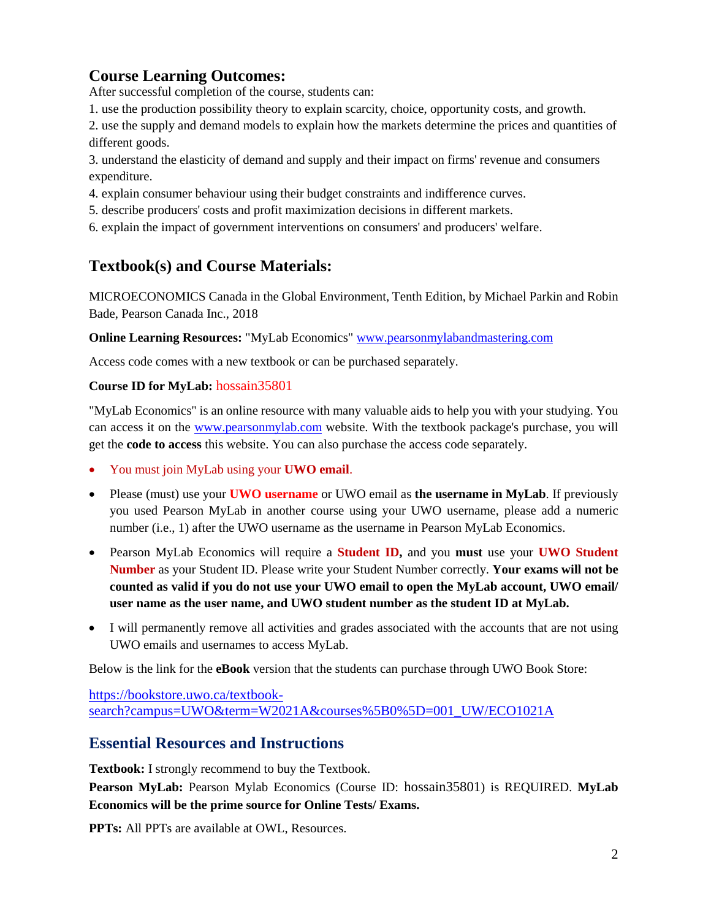## Course Learning Outcomes:

After successful completion of the course, students can:

1. use the production possibility theory to explain scarcity, choice, opportunity costs, and growth.
2. use the supply and demand models to explain how the markets determine the prices and quantities of different goods.
3. understand the elasticity of demand and supply and their impact on firms' revenue and consumers expenditure.
4. explain consumer behaviour using their budget constraints and indifference curves.
5. describe producers' costs and profit maximization decisions in different markets.
6. explain the impact of government interventions on consumers' and producers' welfare.

## Textbook(s) and Course Materials:

MICROECONOMICS Canada in the Global Environment, Tenth Edition, by Michael Parkin and Robin Bade, Pearson Canada Inc., 2018

**Online Learning Resources:** "MyLab Economics" www.pearsonmylabandmastering.com

Access code comes with a new textbook or can be purchased separately.

**Course ID for MyLab:** hossain35801

"MyLab Economics" is an online resource with many valuable aids to help you with your studying. You can access it on the www.pearsonmylab.com website. With the textbook package's purchase, you will get the **code to access** this website. You can also purchase the access code separately.

- You must join MyLab using your **UWO email**.
- Please (must) use your **UWO username** or UWO email as **the username in MyLab**. If previously you used Pearson MyLab in another course using your UWO username, please add a numeric number (i.e., 1) after the UWO username as the username in Pearson MyLab Economics.
- Pearson MyLab Economics will require a **Student ID,** and you **must** use your **UWO Student Number** as your Student ID. Please write your Student Number correctly. **Your exams will not be counted as valid if you do not use your UWO email to open the MyLab account, UWO email/ user name as the user name, and UWO student number as the student ID at MyLab.**
- I will permanently remove all activities and grades associated with the accounts that are not using UWO emails and usernames to access MyLab.

Below is the link for the **eBook** version that the students can purchase through UWO Book Store:

https://bookstore.uwo.ca/textbook-search?campus=UWO&term=W2021A&courses%5B0%5D=001_UW/ECO1021A

## Essential Resources and Instructions

**Textbook:** I strongly recommend to buy the Textbook.

**Pearson MyLab:** Pearson Mylab Economics (Course ID: hossain35801) is REQUIRED. **MyLab Economics will be the prime source for Online Tests/ Exams.**

**PPTs:** All PPTs are available at OWL, Resources.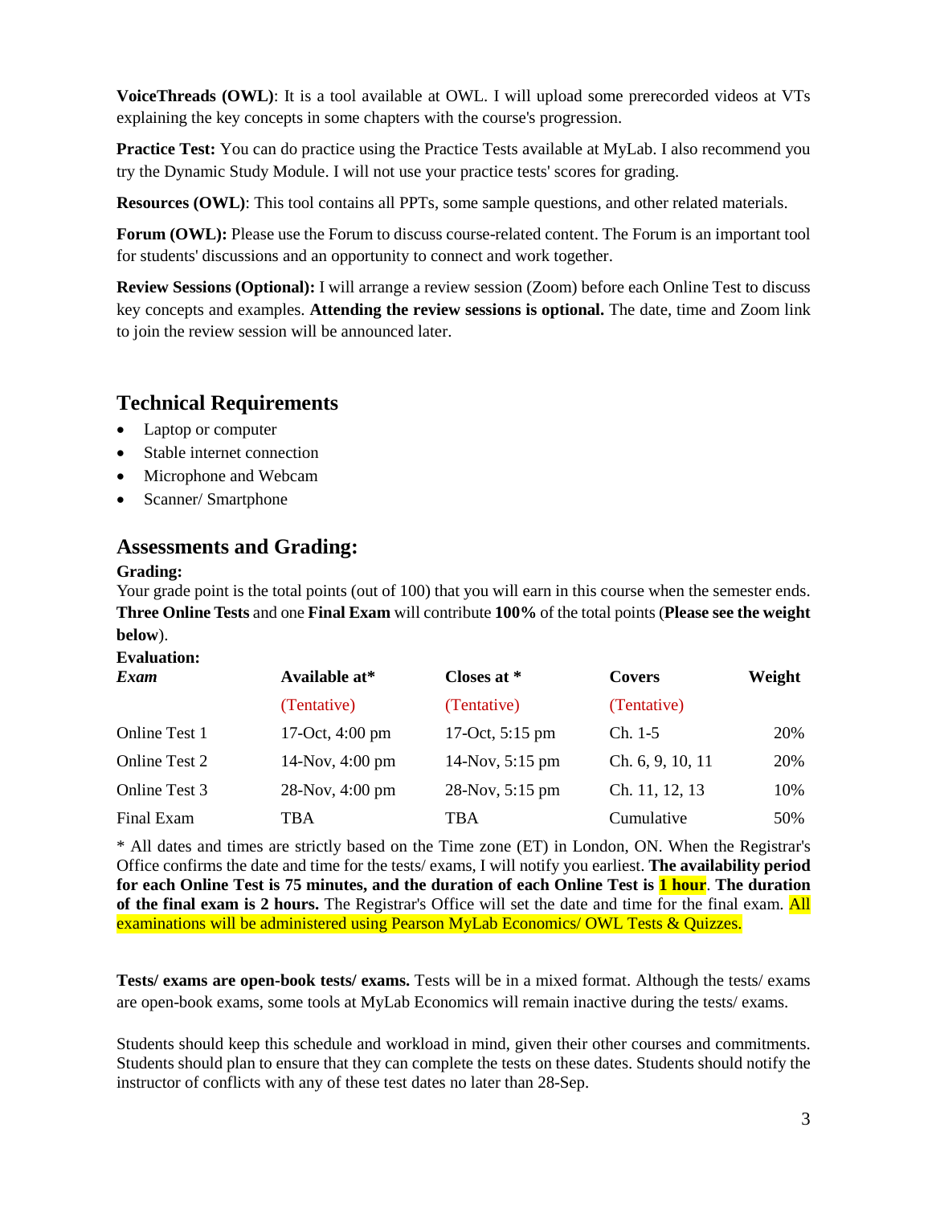**VoiceThreads (OWL)**: It is a tool available at OWL. I will upload some prerecorded videos at VTs explaining the key concepts in some chapters with the course's progression.

**Practice Test:** You can do practice using the Practice Tests available at MyLab. I also recommend you try the Dynamic Study Module. I will not use your practice tests' scores for grading.

**Resources (OWL)**: This tool contains all PPTs, some sample questions, and other related materials.

**Forum (OWL):** Please use the Forum to discuss course-related content. The Forum is an important tool for students' discussions and an opportunity to connect and work together.

**Review Sessions (Optional):** I will arrange a review session (Zoom) before each Online Test to discuss key concepts and examples. **Attending the review sessions is optional.** The date, time and Zoom link to join the review session will be announced later.

## Technical Requirements

- Laptop or computer
- Stable internet connection
- Microphone and Webcam
- Scanner/ Smartphone

## Assessments and Grading:

**Grading:**
Your grade point is the total points (out of 100) that you will earn in this course when the semester ends. **Three Online Tests** and one **Final Exam** will contribute **100%** of the total points (**Please see the weight below**).

**Evaluation:**

| ***Exam*** | **Available at*** | **Closes at *** | **Covers** | **Weight** |
|---|---|---|---|---|
| | (Tentative) | (Tentative) | (Tentative) | |
| Online Test 1 | 17-Oct, 4:00 pm | 17-Oct, 5:15 pm | Ch. 1-5 | 20% |
| Online Test 2 | 14-Nov, 4:00 pm | 14-Nov, 5:15 pm | Ch. 6, 9, 10, 11 | 20% |
| Online Test 3 | 28-Nov, 4:00 pm | 28-Nov, 5:15 pm | Ch. 11, 12, 13 | 10% |
| Final Exam | TBA | TBA | Cumulative | 50% |

* All dates and times are strictly based on the Time zone (ET) in London, ON. When the Registrar's Office confirms the date and time for the tests/ exams, I will notify you earliest. **The availability period for each Online Test is 75 minutes, and the duration of each Online Test is 1 hour. The duration of the final exam is 2 hours.** The Registrar's Office will set the date and time for the final exam. All examinations will be administered using Pearson MyLab Economics/ OWL Tests & Quizzes.

**Tests/ exams are open-book tests/ exams.** Tests will be in a mixed format. Although the tests/ exams are open-book exams, some tools at MyLab Economics will remain inactive during the tests/ exams.

Students should keep this schedule and workload in mind, given their other courses and commitments. Students should plan to ensure that they can complete the tests on these dates. Students should notify the instructor of conflicts with any of these test dates no later than 28-Sep.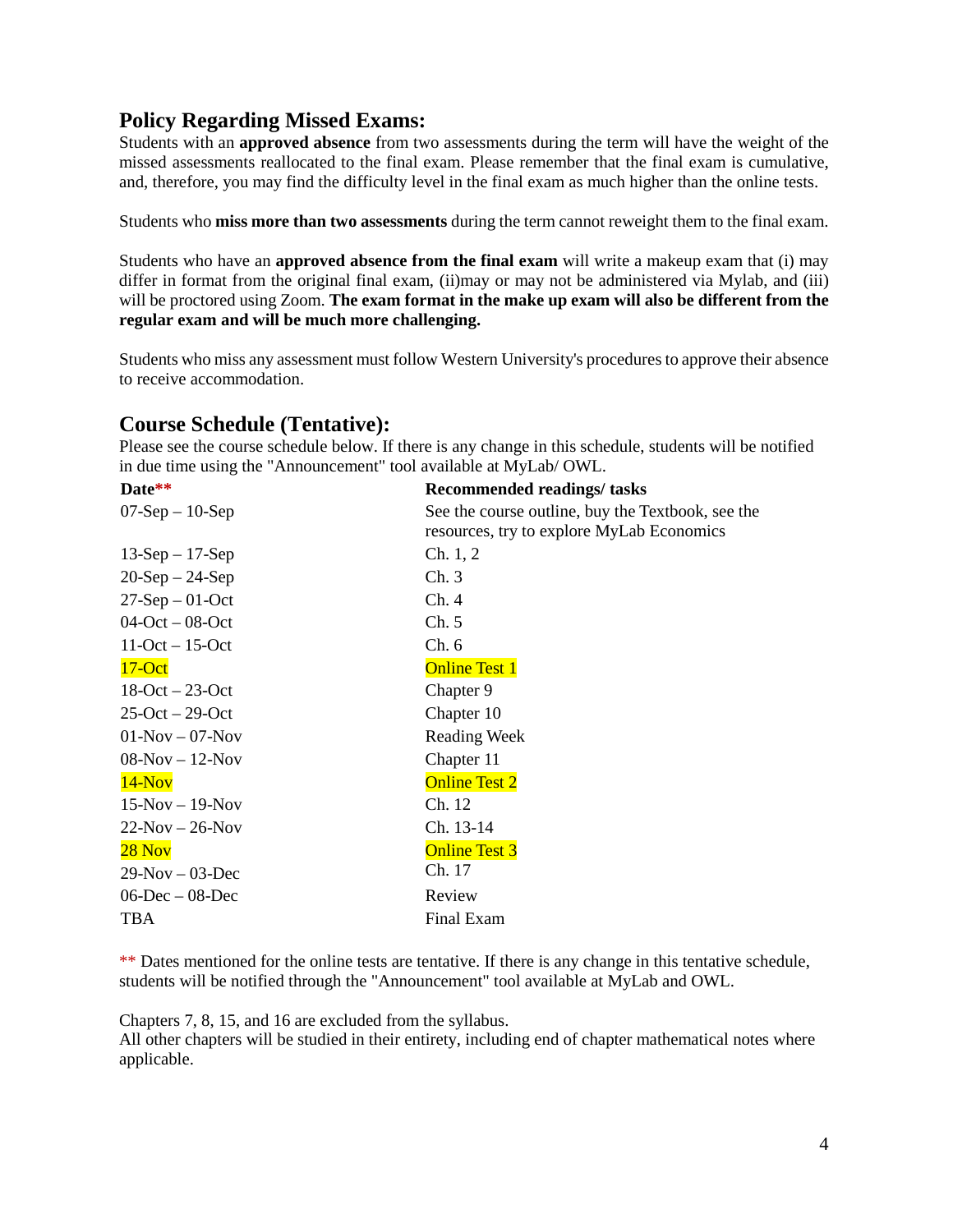## Policy Regarding Missed Exams:

Students with an **approved absence** from two assessments during the term will have the weight of the missed assessments reallocated to the final exam. Please remember that the final exam is cumulative, and, therefore, you may find the difficulty level in the final exam as much higher than the online tests.

Students who **miss more than two assessments** during the term cannot reweight them to the final exam.

Students who have an **approved absence from the final exam** will write a makeup exam that (i) may differ in format from the original final exam, (ii)may or may not be administered via Mylab, and (iii) will be proctored using Zoom. **The exam format in the make up exam will also be different from the regular exam and will be much more challenging.**

Students who miss any assessment must follow Western University's procedures to approve their absence to receive accommodation.

## Course Schedule (Tentative):

Please see the course schedule below. If there is any change in this schedule, students will be notified in due time using the "Announcement" tool available at MyLab/ OWL.

| Date** | Recommended readings/ tasks |
|---|---|
| 07-Sep – 10-Sep | See the course outline, buy the Textbook, see the resources, try to explore MyLab Economics |
| 13-Sep – 17-Sep | Ch. 1, 2 |
| 20-Sep – 24-Sep | Ch. 3 |
| 27-Sep – 01-Oct | Ch. 4 |
| 04-Oct – 08-Oct | Ch. 5 |
| 11-Oct – 15-Oct | Ch. 6 |
| 17-Oct | Online Test 1 |
| 18-Oct – 23-Oct | Chapter 9 |
| 25-Oct – 29-Oct | Chapter 10 |
| 01-Nov – 07-Nov | Reading Week |
| 08-Nov – 12-Nov | Chapter 11 |
| 14-Nov | Online Test 2 |
| 15-Nov – 19-Nov | Ch. 12 |
| 22-Nov – 26-Nov | Ch. 13-14 |
| 28 Nov | Online Test 3 |
| 29-Nov – 03-Dec | Ch. 17 |
| 06-Dec – 08-Dec | Review |
| TBA | Final Exam |

** Dates mentioned for the online tests are tentative. If there is any change in this tentative schedule, students will be notified through the "Announcement" tool available at MyLab and OWL.

Chapters 7, 8, 15, and 16 are excluded from the syllabus.
All other chapters will be studied in their entirety, including end of chapter mathematical notes where applicable.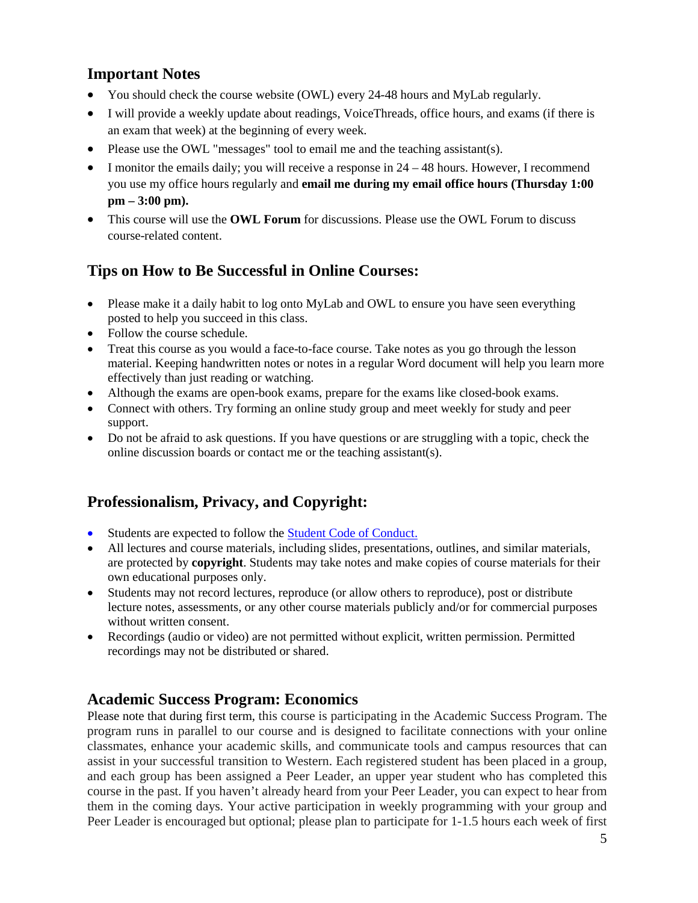## Important Notes

- You should check the course website (OWL) every 24-48 hours and MyLab regularly.
- I will provide a weekly update about readings, VoiceThreads, office hours, and exams (if there is an exam that week) at the beginning of every week.
- Please use the OWL "messages" tool to email me and the teaching assistant(s).
- I monitor the emails daily; you will receive a response in 24 – 48 hours. However, I recommend you use my office hours regularly and **email me during my email office hours (Thursday 1:00 pm – 3:00 pm).**
- This course will use the **OWL Forum** for discussions. Please use the OWL Forum to discuss course-related content.

## Tips on How to Be Successful in Online Courses:

- Please make it a daily habit to log onto MyLab and OWL to ensure you have seen everything posted to help you succeed in this class.
- Follow the course schedule.
- Treat this course as you would a face-to-face course. Take notes as you go through the lesson material. Keeping handwritten notes or notes in a regular Word document will help you learn more effectively than just reading or watching.
- Although the exams are open-book exams, prepare for the exams like closed-book exams.
- Connect with others. Try forming an online study group and meet weekly for study and peer support.
- Do not be afraid to ask questions. If you have questions or are struggling with a topic, check the online discussion boards or contact me or the teaching assistant(s).

## Professionalism, Privacy, and Copyright:

- Students are expected to follow the Student Code of Conduct.
- All lectures and course materials, including slides, presentations, outlines, and similar materials, are protected by **copyright**. Students may take notes and make copies of course materials for their own educational purposes only.
- Students may not record lectures, reproduce (or allow others to reproduce), post or distribute lecture notes, assessments, or any other course materials publicly and/or for commercial purposes without written consent.
- Recordings (audio or video) are not permitted without explicit, written permission. Permitted recordings may not be distributed or shared.

## Academic Success Program: Economics

Please note that during first term, this course is participating in the Academic Success Program. The program runs in parallel to our course and is designed to facilitate connections with your online classmates, enhance your academic skills, and communicate tools and campus resources that can assist in your successful transition to Western. Each registered student has been placed in a group, and each group has been assigned a Peer Leader, an upper year student who has completed this course in the past. If you haven't already heard from your Peer Leader, you can expect to hear from them in the coming days. Your active participation in weekly programming with your group and Peer Leader is encouraged but optional; please plan to participate for 1-1.5 hours each week of first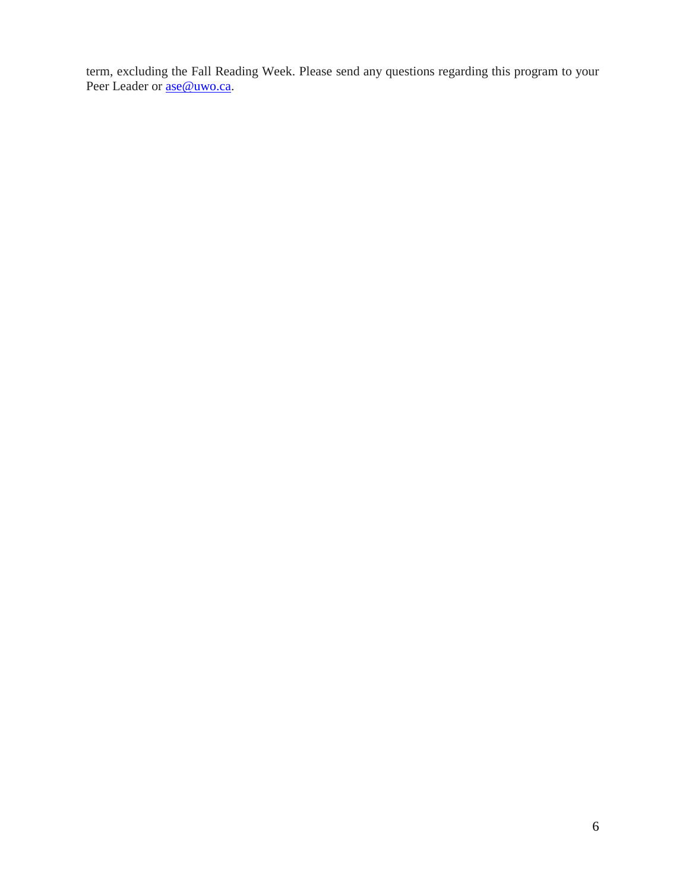term, excluding the Fall Reading Week. Please send any questions regarding this program to your Peer Leader or ase@uwo.ca.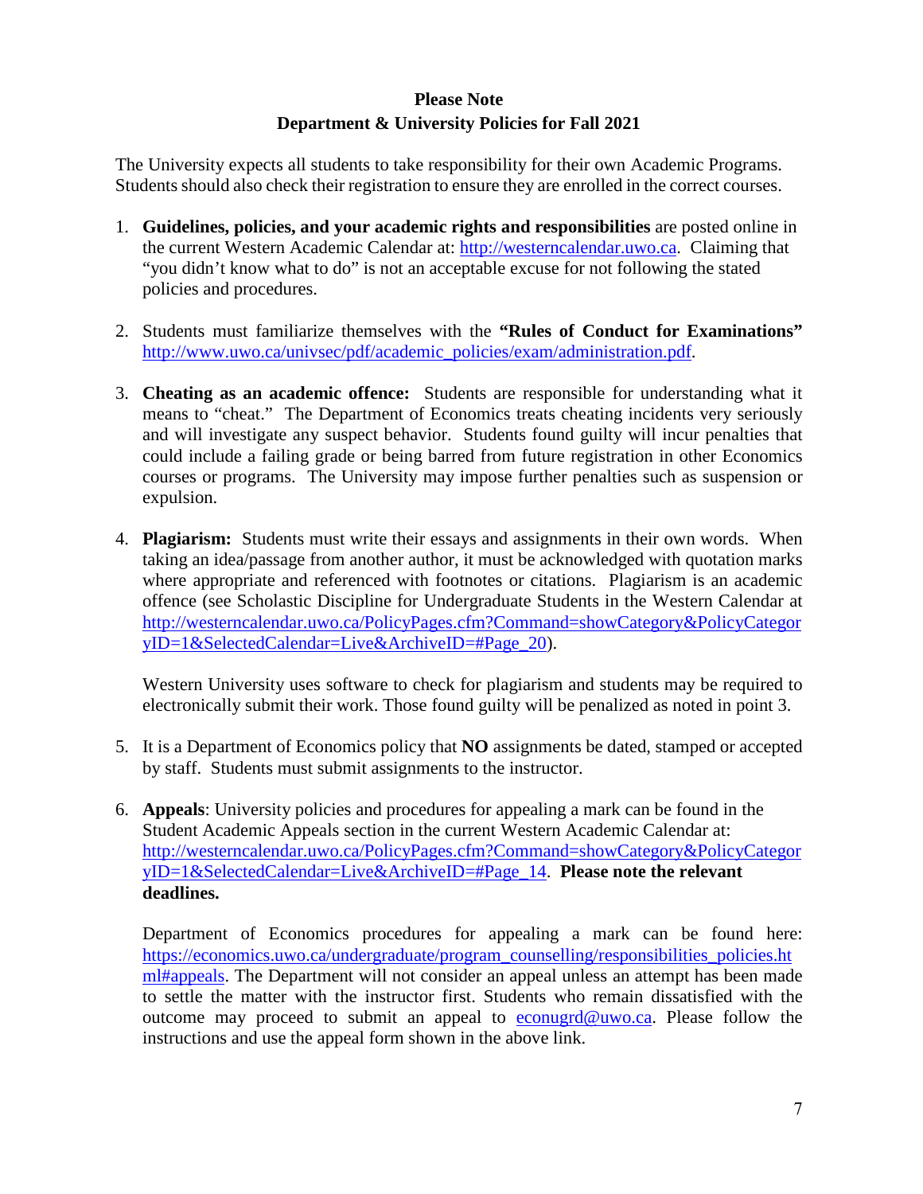**Please Note**
**Department & University Policies for Fall 2021**

The University expects all students to take responsibility for their own Academic Programs. Students should also check their registration to ensure they are enrolled in the correct courses.

1. **Guidelines, policies, and your academic rights and responsibilities** are posted online in the current Western Academic Calendar at: http://westerncalendar.uwo.ca. Claiming that "you didn't know what to do" is not an acceptable excuse for not following the stated policies and procedures.

2. Students must familiarize themselves with the **"Rules of Conduct for Examinations"** http://www.uwo.ca/univsec/pdf/academic_policies/exam/administration.pdf.

3. **Cheating as an academic offence:** Students are responsible for understanding what it means to "cheat." The Department of Economics treats cheating incidents very seriously and will investigate any suspect behavior. Students found guilty will incur penalties that could include a failing grade or being barred from future registration in other Economics courses or programs. The University may impose further penalties such as suspension or expulsion.

4. **Plagiarism:** Students must write their essays and assignments in their own words. When taking an idea/passage from another author, it must be acknowledged with quotation marks where appropriate and referenced with footnotes or citations. Plagiarism is an academic offence (see Scholastic Discipline for Undergraduate Students in the Western Calendar at http://westerncalendar.uwo.ca/PolicyPages.cfm?Command=showCategory&PolicyCategoryID=1&SelectedCalendar=Live&ArchiveID=#Page_20).

   Western University uses software to check for plagiarism and students may be required to electronically submit their work. Those found guilty will be penalized as noted in point 3.

5. It is a Department of Economics policy that **NO** assignments be dated, stamped or accepted by staff. Students must submit assignments to the instructor.

6. **Appeals**: University policies and procedures for appealing a mark can be found in the Student Academic Appeals section in the current Western Academic Calendar at: http://westerncalendar.uwo.ca/PolicyPages.cfm?Command=showCategory&PolicyCategoryID=1&SelectedCalendar=Live&ArchiveID=#Page_14. **Please note the relevant deadlines.**

   Department of Economics procedures for appealing a mark can be found here: https://economics.uwo.ca/undergraduate/program_counselling/responsibilities_policies.html#appeals. The Department will not consider an appeal unless an attempt has been made to settle the matter with the instructor first. Students who remain dissatisfied with the outcome may proceed to submit an appeal to econugrd@uwo.ca. Please follow the instructions and use the appeal form shown in the above link.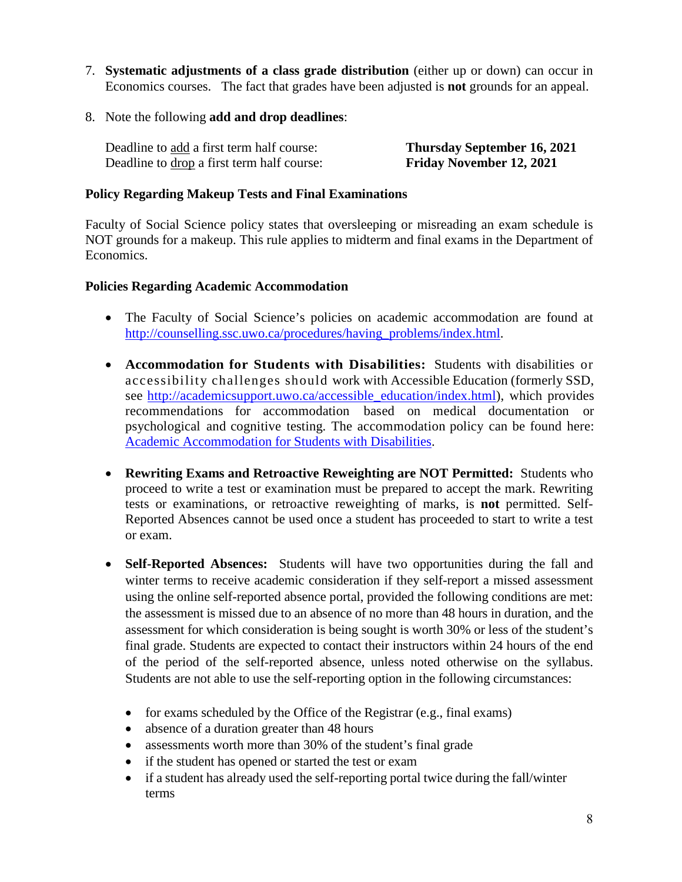7. **Systematic adjustments of a class grade distribution** (either up or down) can occur in Economics courses. The fact that grades have been adjusted is **not** grounds for an appeal.

8. Note the following **add and drop deadlines**:

   Deadline to add a first term half course: **Thursday September 16, 2021**
   Deadline to drop a first term half course: **Friday November 12, 2021**

### Policy Regarding Makeup Tests and Final Examinations

Faculty of Social Science policy states that oversleeping or misreading an exam schedule is NOT grounds for a makeup. This rule applies to midterm and final exams in the Department of Economics.

### Policies Regarding Academic Accommodation

- The Faculty of Social Science's policies on academic accommodation are found at http://counselling.ssc.uwo.ca/procedures/having_problems/index.html.

- **Accommodation for Students with Disabilities:** Students with disabilities or accessibility challenges should work with Accessible Education (formerly SSD, see http://academicsupport.uwo.ca/accessible_education/index.html), which provides recommendations for accommodation based on medical documentation or psychological and cognitive testing. The accommodation policy can be found here: Academic Accommodation for Students with Disabilities.

- **Rewriting Exams and Retroactive Reweighting are NOT Permitted:** Students who proceed to write a test or examination must be prepared to accept the mark. Rewriting tests or examinations, or retroactive reweighting of marks, is **not** permitted. Self-Reported Absences cannot be used once a student has proceeded to start to write a test or exam.

- **Self-Reported Absences:** Students will have two opportunities during the fall and winter terms to receive academic consideration if they self-report a missed assessment using the online self-reported absence portal, provided the following conditions are met: the assessment is missed due to an absence of no more than 48 hours in duration, and the assessment for which consideration is being sought is worth 30% or less of the student's final grade. Students are expected to contact their instructors within 24 hours of the end of the period of the self-reported absence, unless noted otherwise on the syllabus. Students are not able to use the self-reporting option in the following circumstances:

  - for exams scheduled by the Office of the Registrar (e.g., final exams)
  - absence of a duration greater than 48 hours
  - assessments worth more than 30% of the student's final grade
  - if the student has opened or started the test or exam
  - if a student has already used the self-reporting portal twice during the fall/winter terms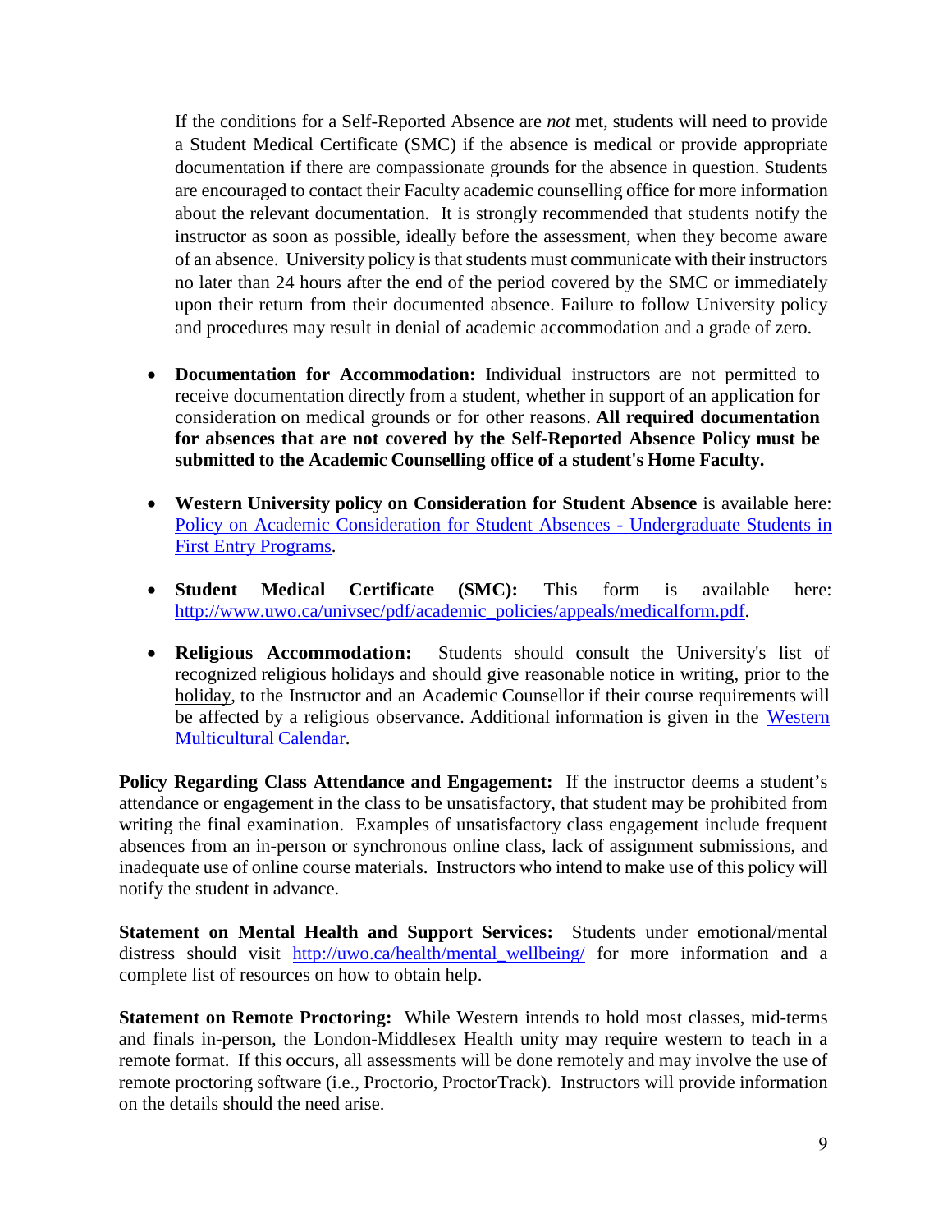If the conditions for a Self-Reported Absence are *not* met, students will need to provide a Student Medical Certificate (SMC) if the absence is medical or provide appropriate documentation if there are compassionate grounds for the absence in question. Students are encouraged to contact their Faculty academic counselling office for more information about the relevant documentation. It is strongly recommended that students notify the instructor as soon as possible, ideally before the assessment, when they become aware of an absence. University policy is that students must communicate with their instructors no later than 24 hours after the end of the period covered by the SMC or immediately upon their return from their documented absence. Failure to follow University policy and procedures may result in denial of academic accommodation and a grade of zero.

- **Documentation for Accommodation:** Individual instructors are not permitted to receive documentation directly from a student, whether in support of an application for consideration on medical grounds or for other reasons. **All required documentation for absences that are not covered by the Self-Reported Absence Policy must be submitted to the Academic Counselling office of a student's Home Faculty.**

- **Western University policy on Consideration for Student Absence** is available here: [Policy on Academic Consideration for Student Absences - Undergraduate Students in First Entry Programs](#).

- **Student Medical Certificate (SMC):** This form is available here: [http://www.uwo.ca/univsec/pdf/academic_policies/appeals/medicalform.pdf](http://www.uwo.ca/univsec/pdf/academic_policies/appeals/medicalform.pdf).

- **Religious Accommodation:** Students should consult the University's list of recognized religious holidays and should give reasonable notice in writing, prior to the holiday, to the Instructor and an Academic Counsellor if their course requirements will be affected by a religious observance. Additional information is given in the [Western Multicultural Calendar.](#)

**Policy Regarding Class Attendance and Engagement:** If the instructor deems a student's attendance or engagement in the class to be unsatisfactory, that student may be prohibited from writing the final examination. Examples of unsatisfactory class engagement include frequent absences from an in-person or synchronous online class, lack of assignment submissions, and inadequate use of online course materials. Instructors who intend to make use of this policy will notify the student in advance.

**Statement on Mental Health and Support Services:** Students under emotional/mental distress should visit [http://uwo.ca/health/mental_wellbeing/](http://uwo.ca/health/mental_wellbeing/) for more information and a complete list of resources on how to obtain help.

**Statement on Remote Proctoring:** While Western intends to hold most classes, mid-terms and finals in-person, the London-Middlesex Health unity may require western to teach in a remote format. If this occurs, all assessments will be done remotely and may involve the use of remote proctoring software (i.e., Proctorio, ProctorTrack). Instructors will provide information on the details should the need arise.